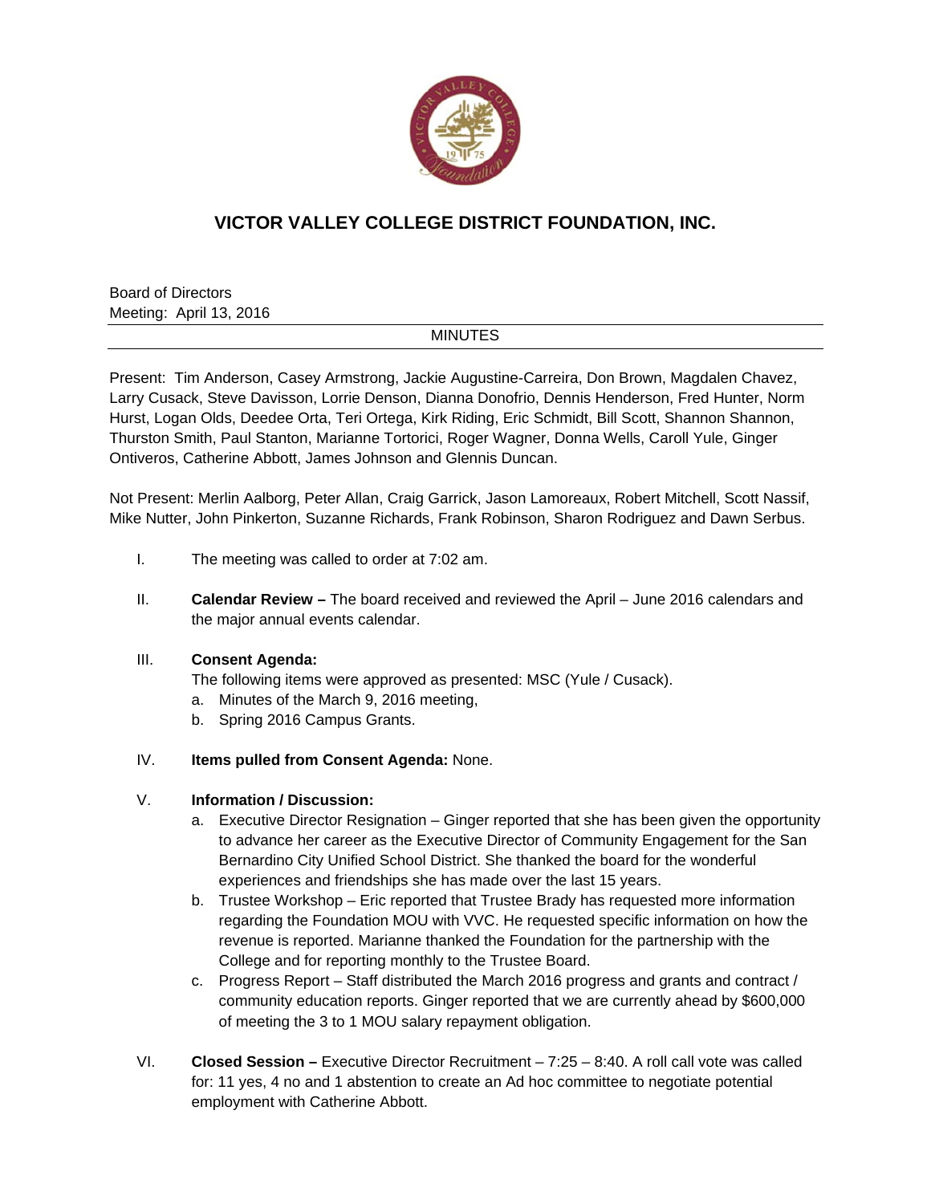# VICTOR VALLEY COLLEGE DISTRICT FOUNDATION, INC.

Board of Directors
Meeting: April 13, 2016

MINUTES

Present: Tim Anderson, Casey Armstrong, Jackie Augustine-Carreira, Don Brown, Magdalen Chavez, Larry Cusack, Steve Davisson, Lorrie Denson, Dianna Donofrio, Dennis Henderson, Fred Hunter, Norm Hurst, Logan Olds, Deedee Orta, Teri Ortega, Kirk Riding, Eric Schmidt, Bill Scott, Shannon Shannon, Thurston Smith, Paul Stanton, Marianne Tortorici, Roger Wagner, Donna Wells, Caroll Yule, Ginger Ontiveros, Catherine Abbott, James Johnson and Glennis Duncan.

Not Present: Merlin Aalborg, Peter Allan, Craig Garrick, Jason Lamoreaux, Robert Mitchell, Scott Nassif, Mike Nutter, John Pinkerton, Suzanne Richards, Frank Robinson, Sharon Rodriguez and Dawn Serbus.

I. The meeting was called to order at 7:02 am.

II. **Calendar Review –** The board received and reviewed the April – June 2016 calendars and the major annual events calendar.

III. **Consent Agenda:**
The following items were approved as presented: MSC (Yule / Cusack).
   a. Minutes of the March 9, 2016 meeting,
   b. Spring 2016 Campus Grants.

IV. **Items pulled from Consent Agenda:** None.

V. **Information / Discussion:**
   a. Executive Director Resignation – Ginger reported that she has been given the opportunity to advance her career as the Executive Director of Community Engagement for the San Bernardino City Unified School District. She thanked the board for the wonderful experiences and friendships she has made over the last 15 years.
   b. Trustee Workshop – Eric reported that Trustee Brady has requested more information regarding the Foundation MOU with VVC. He requested specific information on how the revenue is reported. Marianne thanked the Foundation for the partnership with the College and for reporting monthly to the Trustee Board.
   c. Progress Report – Staff distributed the March 2016 progress and grants and contract / community education reports. Ginger reported that we are currently ahead by $600,000 of meeting the 3 to 1 MOU salary repayment obligation.

VI. **Closed Session –** Executive Director Recruitment – 7:25 – 8:40. A roll call vote was called for: 11 yes, 4 no and 1 abstention to create an Ad hoc committee to negotiate potential employment with Catherine Abbott.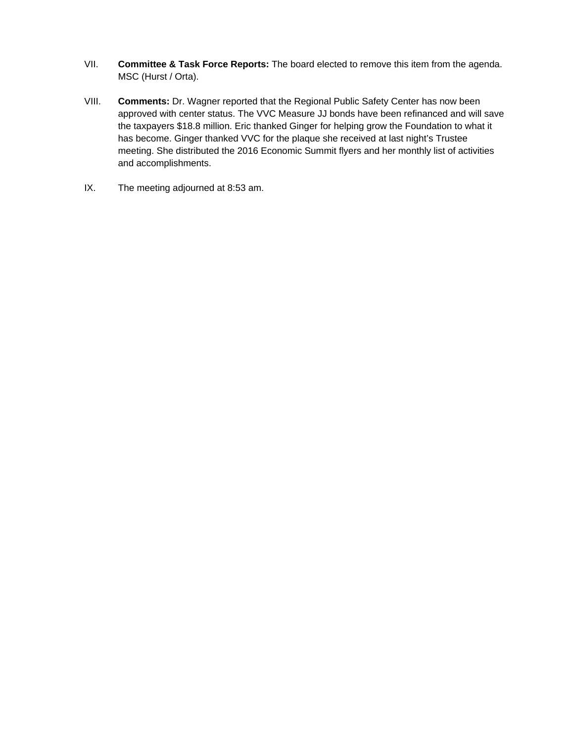VII. **Committee & Task Force Reports:** The board elected to remove this item from the agenda. MSC (Hurst / Orta).

VIII. **Comments:** Dr. Wagner reported that the Regional Public Safety Center has now been approved with center status. The VVC Measure JJ bonds have been refinanced and will save the taxpayers $18.8 million. Eric thanked Ginger for helping grow the Foundation to what it has become. Ginger thanked VVC for the plaque she received at last night's Trustee meeting. She distributed the 2016 Economic Summit flyers and her monthly list of activities and accomplishments.

IX. The meeting adjourned at 8:53 am.